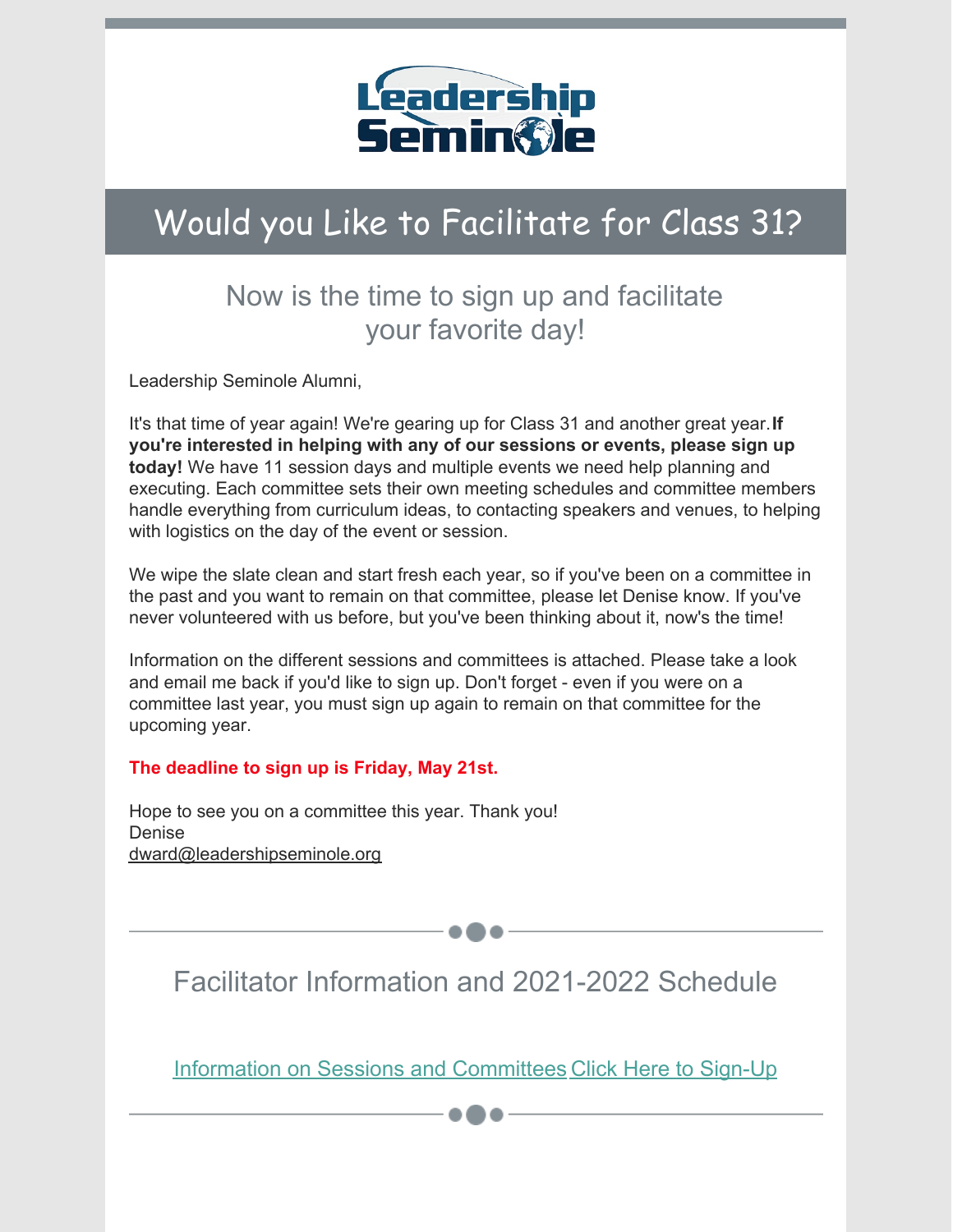Leadership Seminole

# Would you Like to Facilitate for Class 31?

## Now is the time to sign up and facilitate your favorite day!

Leadership Seminole Alumni,

It's that time of year again! We're gearing up for Class 31 and another great year. **If you're interested in helping with any of our sessions or events, please sign up today!** We have 11 session days and multiple events we need help planning and executing. Each committee sets their own meeting schedules and committee members handle everything from curriculum ideas, to contacting speakers and venues, to helping with logistics on the day of the event or session.

We wipe the slate clean and start fresh each year, so if you've been on a committee in the past and you want to remain on that committee, please let Denise know. If you've never volunteered with us before, but you've been thinking about it, now's the time!

Information on the different sessions and committees is attached. Please take a look and email me back if you'd like to sign up. Don't forget - even if you were on a committee last year, you must sign up again to remain on that committee for the upcoming year.

**The deadline to sign up is Friday, May 21st.**

Hope to see you on a committee this year. Thank you!
Denise
dward@leadershipseminole.org

---

## Facilitator Information and 2021-2022 Schedule

Information on Sessions and Committees Click Here to Sign-Up

---